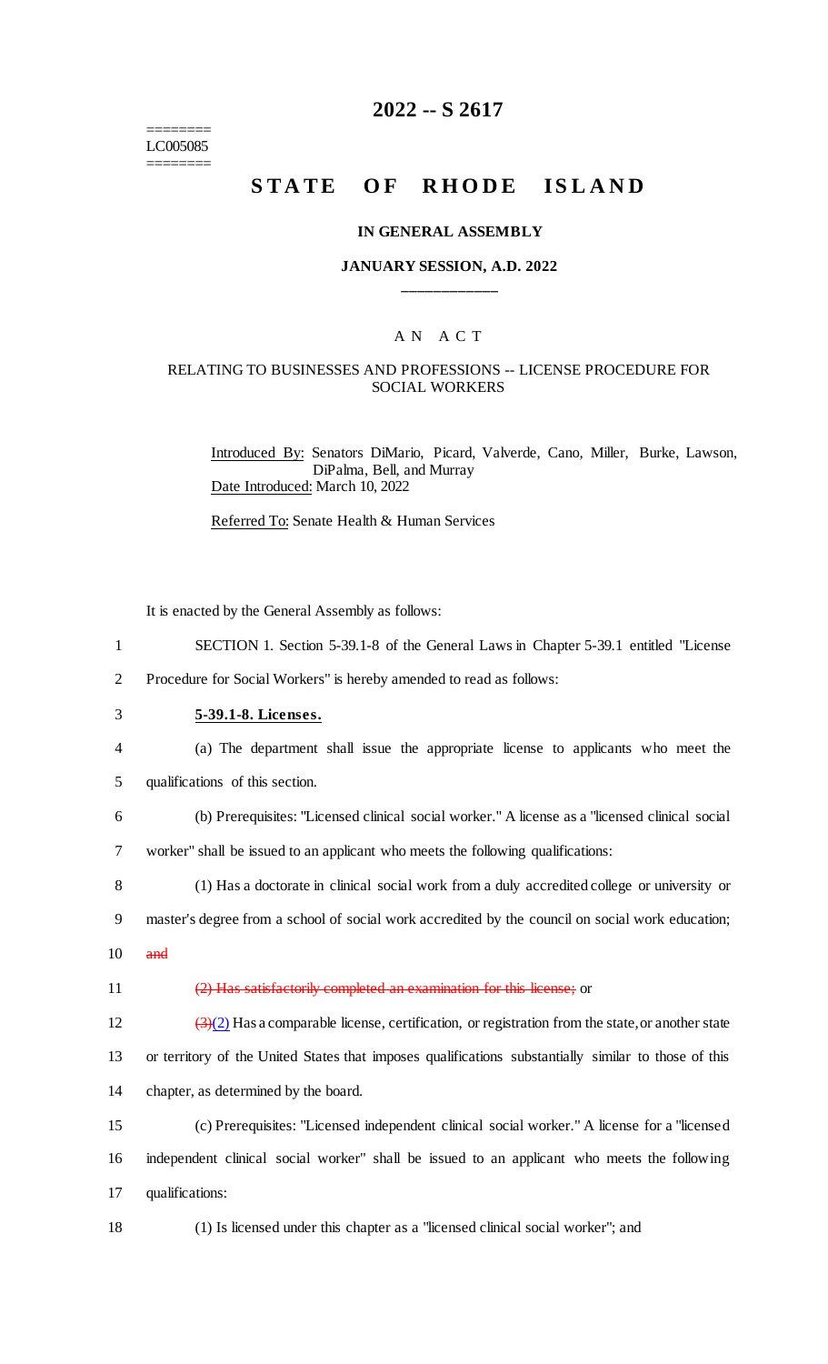# 2022 -- S 2617

========
LC005085
========

## STATE OF RHODE ISLAND

### IN GENERAL ASSEMBLY

### JANUARY SESSION, A.D. 2022

---

A N A C T

RELATING TO BUSINESSES AND PROFESSIONS -- LICENSE PROCEDURE FOR SOCIAL WORKERS

Introduced By: Senators DiMario, Picard, Valverde, Cano, Miller, Burke, Lawson, DiPalma, Bell, and Murray

Date Introduced: March 10, 2022

Referred To: Senate Health & Human Services

It is enacted by the General Assembly as follows:

SECTION 1. Section 5-39.1-8 of the General Laws in Chapter 5-39.1 entitled "License Procedure for Social Workers" is hereby amended to read as follows:

**5-39.1-8. Licenses.**

(a) The department shall issue the appropriate license to applicants who meet the qualifications of this section.

(b) Prerequisites: "Licensed clinical social worker." A license as a "licensed clinical social worker" shall be issued to an applicant who meets the following qualifications:

(1) Has a doctorate in clinical social work from a duly accredited college or university or master's degree from a school of social work accredited by the council on social work education; ~~and~~

~~(2) Has satisfactorily completed an examination for this license;~~ or

~~(3)~~(2) Has a comparable license, certification, or registration from the state, or another state or territory of the United States that imposes qualifications substantially similar to those of this chapter, as determined by the board.

(c) Prerequisites: "Licensed independent clinical social worker." A license for a "licensed independent clinical social worker" shall be issued to an applicant who meets the following qualifications:

(1) Is licensed under this chapter as a "licensed clinical social worker"; and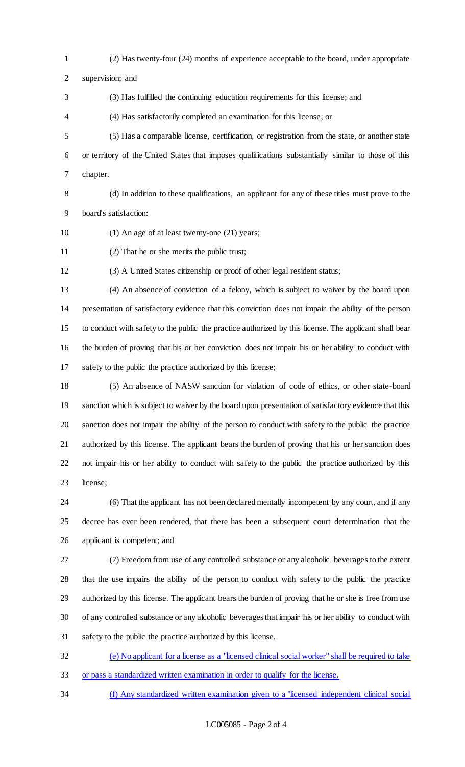(2) Has twenty-four (24) months of experience acceptable to the board, under appropriate supervision; and

(3) Has fulfilled the continuing education requirements for this license; and

(4) Has satisfactorily completed an examination for this license; or

(5) Has a comparable license, certification, or registration from the state, or another state or territory of the United States that imposes qualifications substantially similar to those of this chapter.

(d) In addition to these qualifications, an applicant for any of these titles must prove to the board's satisfaction:

(1) An age of at least twenty-one (21) years;

(2) That he or she merits the public trust;

(3) A United States citizenship or proof of other legal resident status;

(4) An absence of conviction of a felony, which is subject to waiver by the board upon presentation of satisfactory evidence that this conviction does not impair the ability of the person to conduct with safety to the public the practice authorized by this license. The applicant shall bear the burden of proving that his or her conviction does not impair his or her ability to conduct with safety to the public the practice authorized by this license;

(5) An absence of NASW sanction for violation of code of ethics, or other state-board sanction which is subject to waiver by the board upon presentation of satisfactory evidence that this sanction does not impair the ability of the person to conduct with safety to the public the practice authorized by this license. The applicant bears the burden of proving that his or her sanction does not impair his or her ability to conduct with safety to the public the practice authorized by this license;

(6) That the applicant has not been declared mentally incompetent by any court, and if any decree has ever been rendered, that there has been a subsequent court determination that the applicant is competent; and

(7) Freedom from use of any controlled substance or any alcoholic beverages to the extent that the use impairs the ability of the person to conduct with safety to the public the practice authorized by this license. The applicant bears the burden of proving that he or she is free from use of any controlled substance or any alcoholic beverages that impair his or her ability to conduct with safety to the public the practice authorized by this license.

<u>(e) No applicant for a license as a "licensed clinical social worker" shall be required to take or pass a standardized written examination in order to qualify for the license.</u>

<u>(f) Any standardized written examination given to a "licensed independent clinical social</u>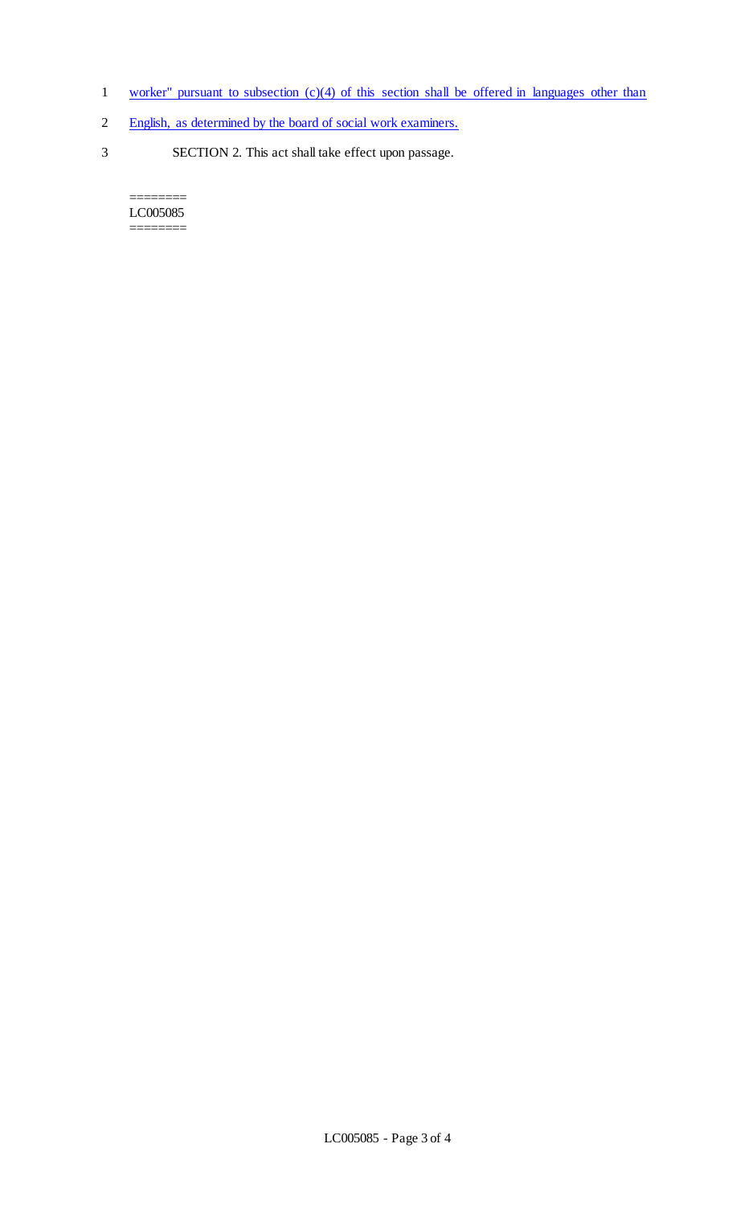worker" pursuant to subsection (c)(4) of this section shall be offered in languages other than English, as determined by the board of social work examiners.

SECTION 2. This act shall take effect upon passage.

========
LC005085
========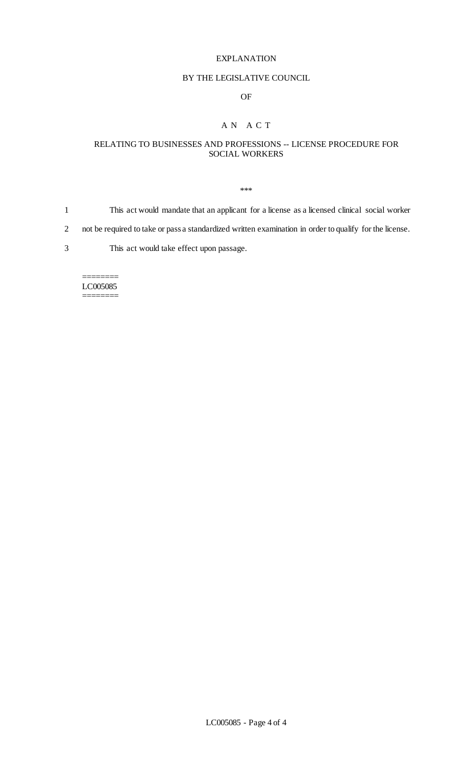EXPLANATION

BY THE LEGISLATIVE COUNCIL

OF

A N A C T

RELATING TO BUSINESSES AND PROFESSIONS -- LICENSE PROCEDURE FOR SOCIAL WORKERS

\*\*\*

1 This act would mandate that an applicant for a license as a licensed clinical social worker

2 not be required to take or pass a standardized written examination in order to qualify for the license.

3 This act would take effect upon passage.

========
LC005085
========